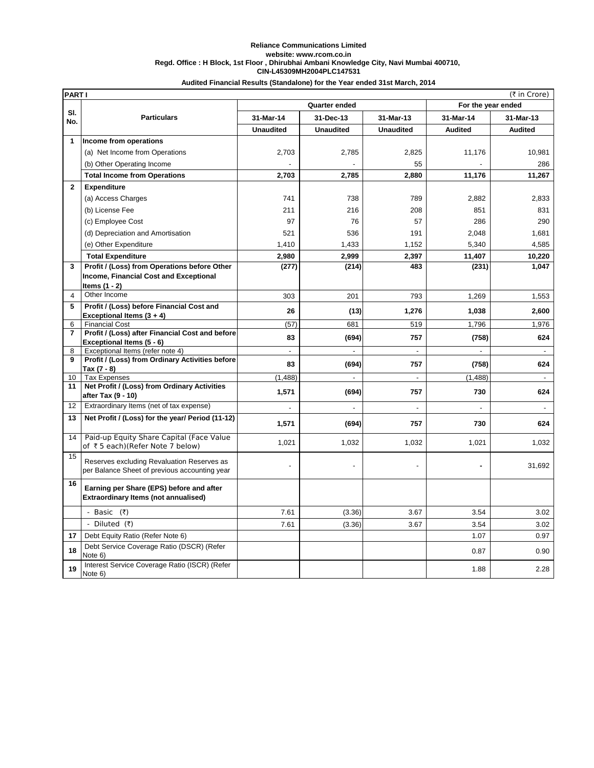**Reliance Communications Limited**
**website: www.rcom.co.in**
**Regd. Office : H Block, 1st Floor , Dhirubhai Ambani Knowledge City, Navi Mumbai 400710,**
**CIN-L45309MH2004PLC147531**

**Audited Financial Results (Standalone) for the Year ended 31st March, 2014**

| **PART I** | | | | | | (₹ in Crore) |
|---|---|---|---|---|---|---|
| **Sl. No.** | **Particulars** | **Quarter ended** | | | **For the year ended** | |
| | | **31-Mar-14** | **31-Dec-13** | **31-Mar-13** | **31-Mar-14** | **31-Mar-13** |
| | | **Unaudited** | **Unaudited** | **Unaudited** | **Audited** | **Audited** |
| **1** | **Income from operations** | | | | | |
| | (a) Net Income from Operations | 2,703 | 2,785 | 2,825 | 11,176 | 10,981 |
| | (b) Other Operating Income | - | - | 55 | - | 286 |
| | **Total Income from Operations** | **2,703** | **2,785** | **2,880** | **11,176** | **11,267** |
| **2** | **Expenditure** | | | | | |
| | (a) Access Charges | 741 | 738 | 789 | 2,882 | 2,833 |
| | (b) License Fee | 211 | 216 | 208 | 851 | 831 |
| | (c) Employee Cost | 97 | 76 | 57 | 286 | 290 |
| | (d) Depreciation and Amortisation | 521 | 536 | 191 | 2,048 | 1,681 |
| | (e) Other Expenditure | 1,410 | 1,433 | 1,152 | 5,340 | 4,585 |
| | **Total Expenditure** | **2,980** | **2,999** | **2,397** | **11,407** | **10,220** |
| **3** | **Profit / (Loss) from Operations before Other Income, Financial Cost and Exceptional Items (1 - 2)** | **(277)** | **(214)** | **483** | **(231)** | **1,047** |
| 4 | Other Income | 303 | 201 | 793 | 1,269 | 1,553 |
| **5** | **Profit / (Loss) before Financial Cost and Exceptional Items (3 + 4)** | **26** | **(13)** | **1,276** | **1,038** | **2,600** |
| 6 | Financial Cost | (57) | 681 | 519 | 1,796 | 1,976 |
| **7** | **Profit / (Loss) after Financial Cost and before Exceptional Items (5 - 6)** | **83** | **(694)** | **757** | **(758)** | **624** |
| 8 | Exceptional Items (refer note 4) | - | - | - | - | - |
| **9** | **Profit / (Loss) from Ordinary Activities before Tax (7 - 8)** | **83** | **(694)** | **757** | **(758)** | **624** |
| 10 | Tax Expenses | (1,488) | - | - | (1,488) | - |
| **11** | **Net Profit / (Loss) from Ordinary Activities after Tax (9 - 10)** | **1,571** | **(694)** | **757** | **730** | **624** |
| 12 | Extraordinary Items (net of tax expense) | - | - | - | - | - |
| **13** | **Net Profit / (Loss) for the year/ Period (11-12)** | **1,571** | **(694)** | **757** | **730** | **624** |
| 14 | Paid-up Equity Share Capital (Face Value of ₹ 5 each)(Refer Note 7 below) | 1,021 | 1,032 | 1,032 | 1,021 | 1,032 |
| 15 | Reserves excluding Revaluation Reserves as per Balance Sheet of previous accounting year | - | - | - | - | 31,692 |
| **16** | **Earning per Share (EPS) before and after Extraordinary Items (not annualised)** | | | | | |
| | - Basic (₹) | 7.61 | (3.36) | 3.67 | 3.54 | 3.02 |
| | - Diluted (₹) | 7.61 | (3.36) | 3.67 | 3.54 | 3.02 |
| **17** | Debt Equity Ratio (Refer Note 6) | | | | 1.07 | 0.97 |
| **18** | Debt Service Coverage Ratio (DSCR) (Refer Note 6) | | | | 0.87 | 0.90 |
| **19** | Interest Service Coverage Ratio (ISCR) (Refer Note 6) | | | | 1.88 | 2.28 |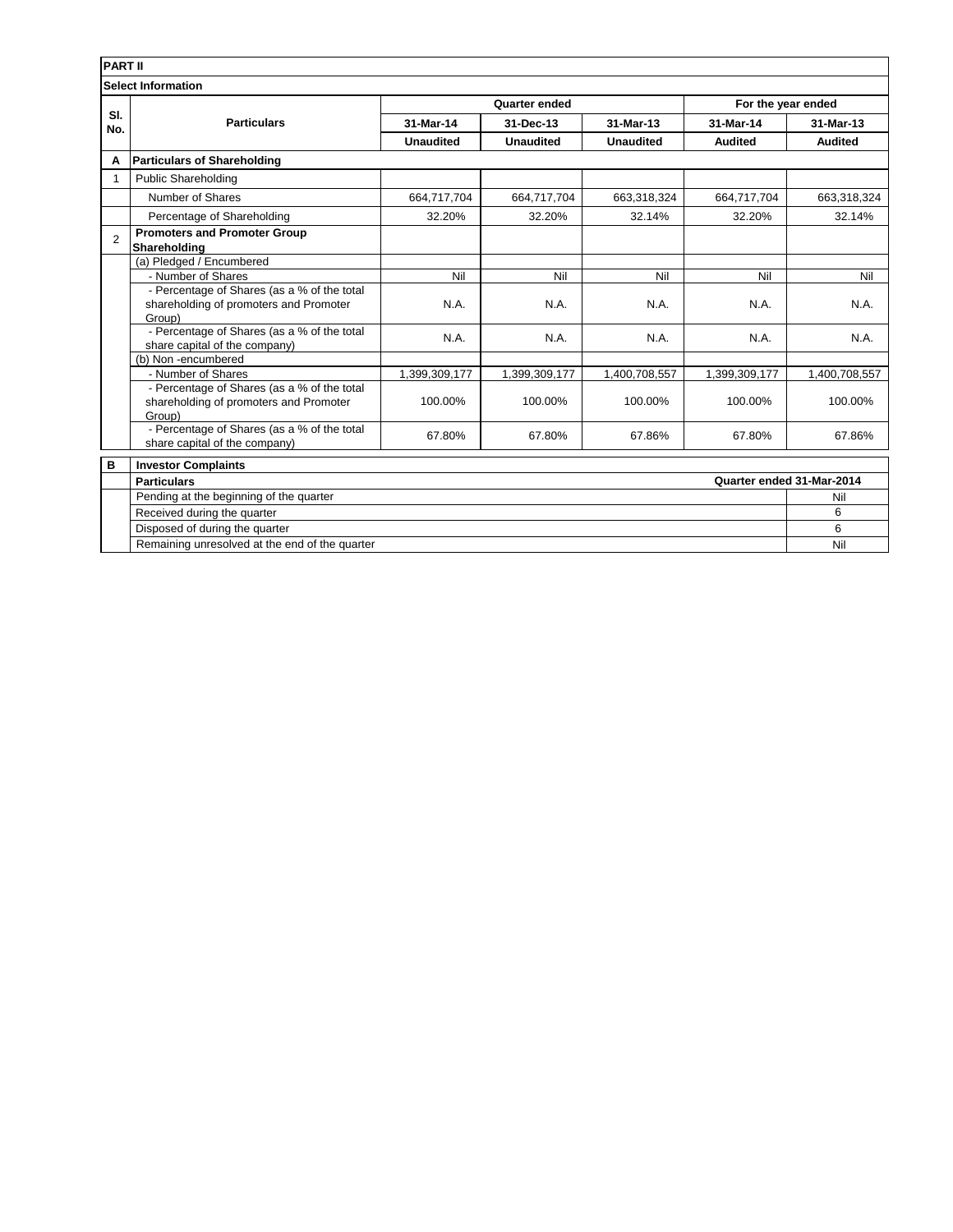**PART II**

**Select Information**

| Sl. No. | Particulars | Quarter ended | | | For the year ended | |
|---|---|---|---|---|---|---|
| | | 31-Mar-14 | 31-Dec-13 | 31-Mar-13 | 31-Mar-14 | 31-Mar-13 |
| | | Unaudited | Unaudited | Unaudited | Audited | Audited |
| **A** | **Particulars of Shareholding** | | | | | |
| 1 | Public Shareholding | | | | | |
| | Number of Shares | 664,717,704 | 664,717,704 | 663,318,324 | 664,717,704 | 663,318,324 |
| | Percentage of Shareholding | 32.20% | 32.20% | 32.14% | 32.20% | 32.14% |
| 2 | **Promoters and Promoter Group Shareholding** | | | | | |
| | (a) Pledged / Encumbered | | | | | |
| | - Number of Shares | Nil | Nil | Nil | Nil | Nil |
| | - Percentage of Shares (as a % of the total shareholding of promoters and Promoter Group) | N.A. | N.A. | N.A. | N.A. | N.A. |
| | - Percentage of Shares (as a % of the total share capital of the company) | N.A. | N.A. | N.A. | N.A. | N.A. |
| | (b) Non -encumbered | | | | | |
| | - Number of Shares | 1,399,309,177 | 1,399,309,177 | 1,400,708,557 | 1,399,309,177 | 1,400,708,557 |
| | - Percentage of Shares (as a % of the total shareholding of promoters and Promoter Group) | 100.00% | 100.00% | 100.00% | 100.00% | 100.00% |
| | - Percentage of Shares (as a % of the total share capital of the company) | 67.80% | 67.80% | 67.86% | 67.80% | 67.86% |

| **B** | **Investor Complaints** | |
|---|---|---|
| | **Particulars** | **Quarter ended 31-Mar-2014** |
| | Pending at the beginning of the quarter | Nil |
| | Received during the quarter | 6 |
| | Disposed of during the quarter | 6 |
| | Remaining unresolved at the end of the quarter | Nil |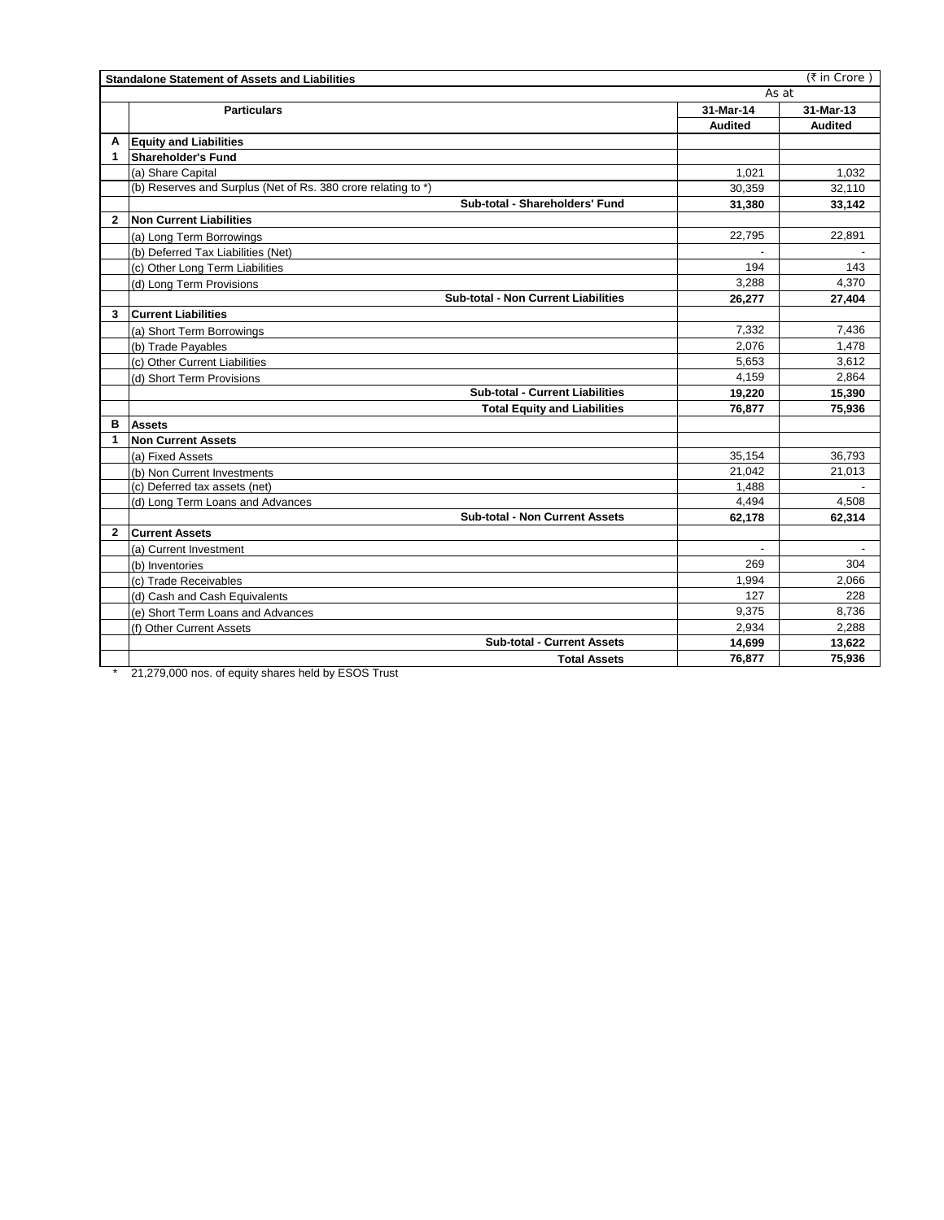| | **Standalone Statement of Assets and Liabilities** | | (₹ in Crore ) |
|---|---|---|---|
| | | As at | |
| | **Particulars** | **31-Mar-14** | **31-Mar-13** |
| | | **Audited** | **Audited** |
| **A** | **Equity and Liabilities** | | |
| **1** | **Shareholder's Fund** | | |
| | (a) Share Capital | 1,021 | 1,032 |
| | (b) Reserves and Surplus (Net of Rs. 380 crore relating to *) | 30,359 | 32,110 |
| | **Sub-total - Shareholders' Fund** | **31,380** | **33,142** |
| **2** | **Non Current Liabilities** | | |
| | (a) Long Term Borrowings | 22,795 | 22,891 |
| | (b) Deferred Tax Liabilities (Net) | - | - |
| | (c) Other Long Term Liabilities | 194 | 143 |
| | (d) Long Term Provisions | 3,288 | 4,370 |
| | **Sub-total - Non Current Liabilities** | **26,277** | **27,404** |
| **3** | **Current Liabilities** | | |
| | (a) Short Term Borrowings | 7,332 | 7,436 |
| | (b) Trade Payables | 2,076 | 1,478 |
| | (c) Other Current Liabilities | 5,653 | 3,612 |
| | (d) Short Term Provisions | 4,159 | 2,864 |
| | **Sub-total - Current Liabilities** | **19,220** | **15,390** |
| | **Total Equity and Liabilities** | **76,877** | **75,936** |
| **B** | **Assets** | | |
| **1** | **Non Current Assets** | | |
| | (a) Fixed Assets | 35,154 | 36,793 |
| | (b) Non Current Investments | 21,042 | 21,013 |
| | (c) Deferred tax assets (net) | 1,488 | - |
| | (d) Long Term Loans and Advances | 4,494 | 4,508 |
| | **Sub-total - Non Current Assets** | **62,178** | **62,314** |
| **2** | **Current Assets** | | |
| | (a) Current Investment | - | - |
| | (b) Inventories | 269 | 304 |
| | (c) Trade Receivables | 1,994 | 2,066 |
| | (d) Cash and Cash Equivalents | 127 | 228 |
| | (e) Short Term Loans and Advances | 9,375 | 8,736 |
| | (f) Other Current Assets | 2,934 | 2,288 |
| | **Sub-total - Current Assets** | **14,699** | **13,622** |
| | **Total Assets** | **76,877** | **75,936** |

\* 21,279,000 nos. of equity shares held by ESOS Trust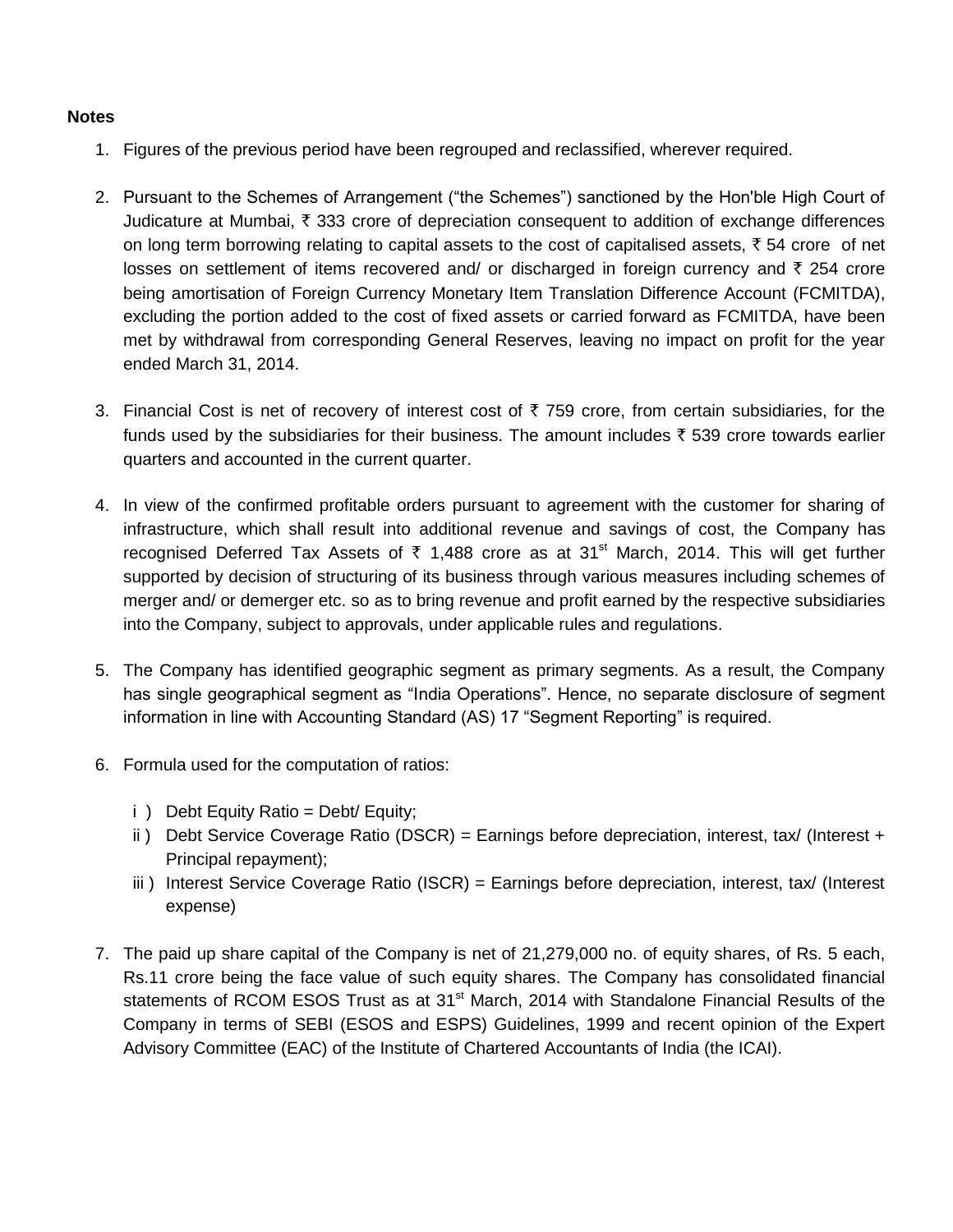**Notes**

1. Figures of the previous period have been regrouped and reclassified, wherever required.

2. Pursuant to the Schemes of Arrangement ("the Schemes") sanctioned by the Hon'ble High Court of Judicature at Mumbai, ₹ 333 crore of depreciation consequent to addition of exchange differences on long term borrowing relating to capital assets to the cost of capitalised assets, ₹ 54 crore of net losses on settlement of items recovered and/ or discharged in foreign currency and ₹ 254 crore being amortisation of Foreign Currency Monetary Item Translation Difference Account (FCMITDA), excluding the portion added to the cost of fixed assets or carried forward as FCMITDA, have been met by withdrawal from corresponding General Reserves, leaving no impact on profit for the year ended March 31, 2014.

3. Financial Cost is net of recovery of interest cost of ₹ 759 crore, from certain subsidiaries, for the funds used by the subsidiaries for their business. The amount includes ₹ 539 crore towards earlier quarters and accounted in the current quarter.

4. In view of the confirmed profitable orders pursuant to agreement with the customer for sharing of infrastructure, which shall result into additional revenue and savings of cost, the Company has recognised Deferred Tax Assets of ₹ 1,488 crore as at 31st March, 2014. This will get further supported by decision of structuring of its business through various measures including schemes of merger and/ or demerger etc. so as to bring revenue and profit earned by the respective subsidiaries into the Company, subject to approvals, under applicable rules and regulations.

5. The Company has identified geographic segment as primary segments. As a result, the Company has single geographical segment as "India Operations". Hence, no separate disclosure of segment information in line with Accounting Standard (AS) 17 "Segment Reporting" is required.

6. Formula used for the computation of ratios:

   i ) Debt Equity Ratio = Debt/ Equity;
   
   ii ) Debt Service Coverage Ratio (DSCR) = Earnings before depreciation, interest, tax/ (Interest + Principal repayment);
   
   iii ) Interest Service Coverage Ratio (ISCR) = Earnings before depreciation, interest, tax/ (Interest expense)

7. The paid up share capital of the Company is net of 21,279,000 no. of equity shares, of Rs. 5 each, Rs.11 crore being the face value of such equity shares. The Company has consolidated financial statements of RCOM ESOS Trust as at 31st March, 2014 with Standalone Financial Results of the Company in terms of SEBI (ESOS and ESPS) Guidelines, 1999 and recent opinion of the Expert Advisory Committee (EAC) of the Institute of Chartered Accountants of India (the ICAI).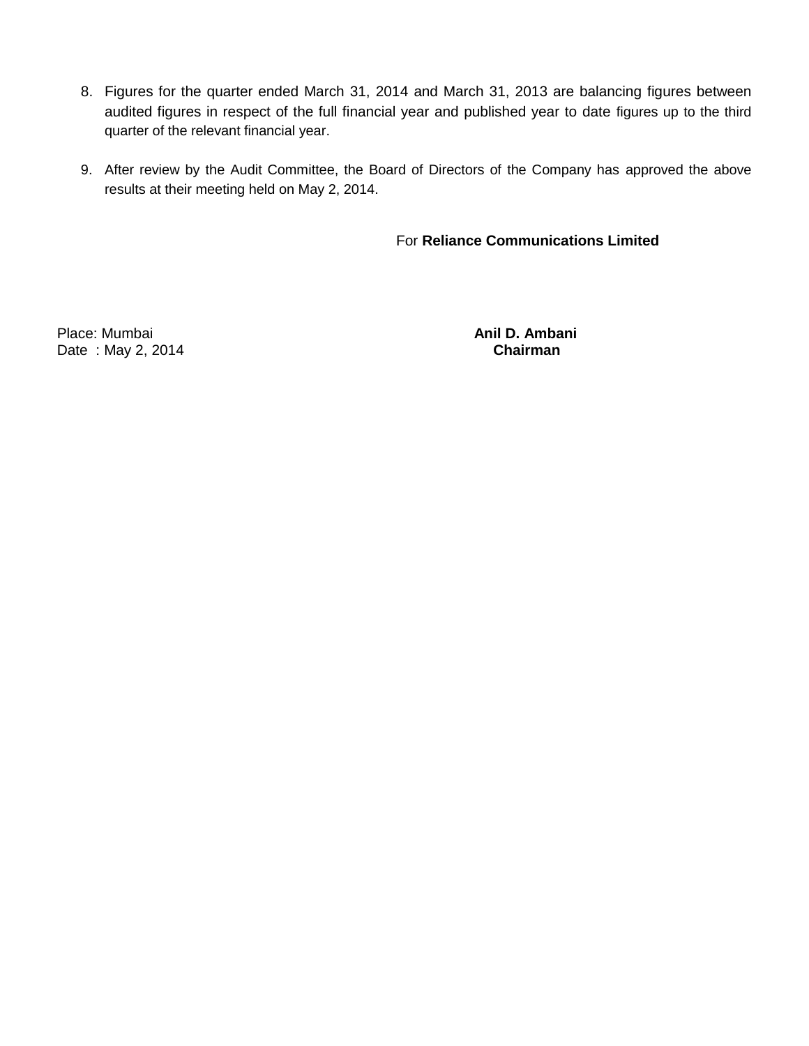8. Figures for the quarter ended March 31, 2014 and March 31, 2013 are balancing figures between audited figures in respect of the full financial year and published year to date figures up to the third quarter of the relevant financial year.

9. After review by the Audit Committee, the Board of Directors of the Company has approved the above results at their meeting held on May 2, 2014.

For **Reliance Communications Limited**

Place: Mumbai
Date : May 2, 2014

**Anil D. Ambani**
**Chairman**